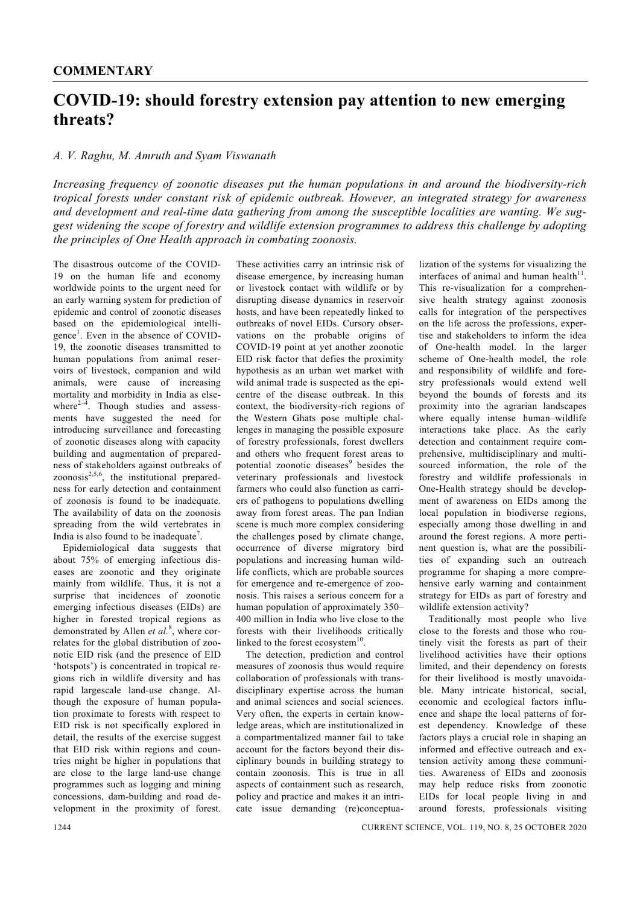**COMMENTARY**

# COVID-19: should forestry extension pay attention to new emerging threats?

*A. V. Raghu, M. Amruth and Syam Viswanath*

*Increasing frequency of zoonotic diseases put the human populations in and around the biodiversity-rich tropical forests under constant risk of epidemic outbreak. However, an integrated strategy for awareness and development and real-time data gathering from among the susceptible localities are wanting. We suggest widening the scope of forestry and wildlife extension programmes to address this challenge by adopting the principles of One Health approach in combating zoonosis.*

The disastrous outcome of the COVID-19 on the human life and economy worldwide points to the urgent need for an early warning system for prediction of epidemic and control of zoonotic diseases based on the epidemiological intelligence[1]. Even in the absence of COVID-19, the zoonotic diseases transmitted to human populations from animal reservoirs of livestock, companion and wild animals, were cause of increasing mortality and morbidity in India as elsewhere[2–4]. Though studies and assessments have suggested the need for introducing surveillance and forecasting of zoonotic diseases along with capacity building and augmentation of preparedness of stakeholders against outbreaks of zoonosis[2,5,6], the institutional preparedness for early detection and containment of zoonosis is found to be inadequate. The availability of data on the zoonosis spreading from the wild vertebrates in India is also found to be inadequate[7].

Epidemiological data suggests that about 75% of emerging infectious diseases are zoonotic and they originate mainly from wildlife. Thus, it is not a surprise that incidences of zoonotic emerging infectious diseases (EIDs) are higher in forested tropical regions as demonstrated by Allen *et al.*[8], where correlates for the global distribution of zoonotic EID risk (and the presence of EID 'hotspots') is concentrated in tropical regions rich in wildlife diversity and has rapid largescale land-use change. Although the exposure of human population proximate to forests with respect to EID risk is not specifically explored in detail, the results of the exercise suggest that EID risk within regions and countries might be higher in populations that are close to the large land-use change programmes such as logging and mining concessions, dam-building and road development in the proximity of forest. These activities carry an intrinsic risk of disease emergence, by increasing human or livestock contact with wildlife or by disrupting disease dynamics in reservoir hosts, and have been repeatedly linked to outbreaks of novel EIDs. Cursory observations on the probable origins of COVID-19 point at yet another zoonotic EID risk factor that defies the proximity hypothesis as an urban wet market with wild animal trade is suspected as the epicentre of the disease outbreak. In this context, the biodiversity-rich regions of the Western Ghats pose multiple challenges in managing the possible exposure of forestry professionals, forest dwellers and others who frequent forest areas to potential zoonotic diseases[9] besides the veterinary professionals and livestock farmers who could also function as carriers of pathogens to populations dwelling away from forest areas. The pan Indian scene is much more complex considering the challenges posed by climate change, occurrence of diverse migratory bird populations and increasing human wildlife conflicts, which are probable sources for emergence and re-emergence of zoonosis. This raises a serious concern for a human population of approximately 350–400 million in India who live close to the forests with their livelihoods critically linked to the forest ecosystem[10].

The detection, prediction and control measures of zoonosis thus would require collaboration of professionals with trans-disciplinary expertise across the human and animal sciences and social sciences. Very often, the experts in certain knowledge areas, which are institutionalized in a compartmentalized manner fail to take account for the factors beyond their disciplinary bounds in building strategy to contain zoonosis. This is true in all aspects of containment such as research, policy and practice and makes it an intricate issue demanding (re)conceptualization of the systems for visualizing the interfaces of animal and human health[11]. This re-visualization for a comprehensive health strategy against zoonosis calls for integration of the perspectives on the life across the professions, expertise and stakeholders to inform the idea of One-health model. In the larger scheme of One-health model, the role and responsibility of wildlife and forestry professionals would extend well beyond the bounds of forests and its proximity into the agrarian landscapes where equally intense human–wildlife interactions take place. As the early detection and containment require comprehensive, multidisciplinary and multi-sourced information, the role of the forestry and wildlife professionals in One-Health strategy should be development of awareness on EIDs among the local population in biodiverse regions, especially among those dwelling in and around the forest regions. A more pertinent question is, what are the possibilities of expanding such an outreach programme for shaping a more comprehensive early warning and containment strategy for EIDs as part of forestry and wildlife extension activity?

Traditionally most people who live close to the forests and those who routinely visit the forests as part of their livelihood activities have their options limited, and their dependency on forests for their livelihood is mostly unavoidable. Many intricate historical, social, economic and ecological factors influence and shape the local patterns of forest dependency. Knowledge of these factors plays a crucial role in shaping an informed and effective outreach and extension activity among these communities. Awareness of EIDs and zoonosis may help reduce risks from zoonotic EIDs for local people living in and around forests, professionals visiting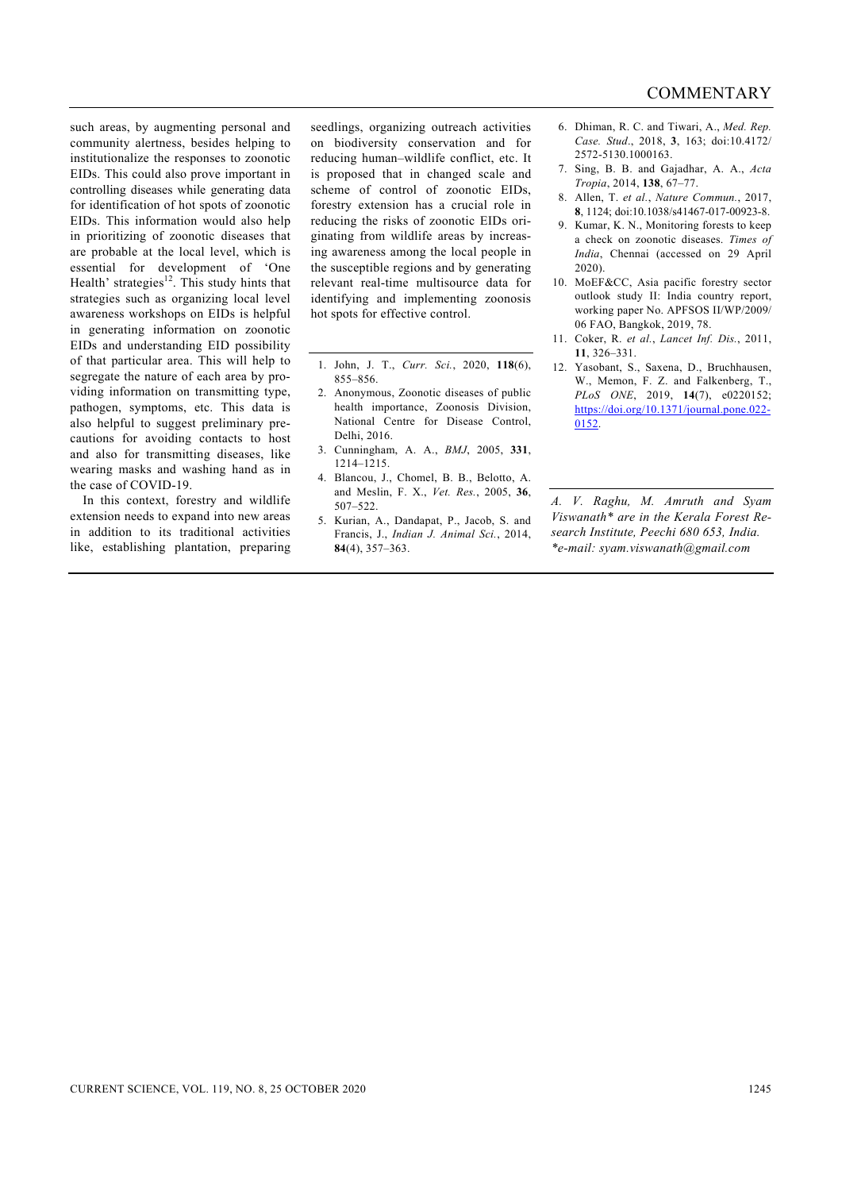such areas, by augmenting personal and community alertness, besides helping to institutionalize the responses to zoonotic EIDs. This could also prove important in controlling diseases while generating data for identification of hot spots of zoonotic EIDs. This information would also help in prioritizing of zoonotic diseases that are probable at the local level, which is essential for development of 'One Health' strategies[12]. This study hints that strategies such as organizing local level awareness workshops on EIDs is helpful in generating information on zoonotic EIDs and understanding EID possibility of that particular area. This will help to segregate the nature of each area by providing information on transmitting type, pathogen, symptoms, etc. This data is also helpful to suggest preliminary precautions for avoiding contacts to host and also for transmitting diseases, like wearing masks and washing hand as in the case of COVID-19.

In this context, forestry and wildlife extension needs to expand into new areas in addition to its traditional activities like, establishing plantation, preparing seedlings, organizing outreach activities on biodiversity conservation and for reducing human–wildlife conflict, etc. It is proposed that in changed scale and scheme of control of zoonotic EIDs, forestry extension has a crucial role in reducing the risks of zoonotic EIDs originating from wildlife areas by increasing awareness among the local people in the susceptible regions and by generating relevant real-time multisource data for identifying and implementing zoonosis hot spots for effective control.

1. John, J. T., *Curr. Sci.*, 2020, **118**(6), 855–856.
2. Anonymous, Zoonotic diseases of public health importance, Zoonosis Division, National Centre for Disease Control, Delhi, 2016.
3. Cunningham, A. A., *BMJ*, 2005, **331**, 1214–1215.
4. Blancou, J., Chomel, B. B., Belotto, A. and Meslin, F. X., *Vet. Res.*, 2005, **36**, 507–522.
5. Kurian, A., Dandapat, P., Jacob, S. and Francis, J., *Indian J. Animal Sci.*, 2014, **84**(4), 357–363.
6. Dhiman, R. C. and Tiwari, A., *Med. Rep. Case. Stud.*, 2018, **3**, 163; doi:10.4172/2572-5130.1000163.
7. Sing, B. B. and Gajadhar, A. A., *Acta Tropia*, 2014, **138**, 67–77.
8. Allen, T. *et al.*, *Nature Commun.*, 2017, **8**, 1124; doi:10.1038/s41467-017-00923-8.
9. Kumar, K. N., Monitoring forests to keep a check on zoonotic diseases. *Times of India*, Chennai (accessed on 29 April 2020).
10. MoEF&CC, Asia pacific forestry sector outlook study II: India country report, working paper No. APFSOS II/WP/2009/06 FAO, Bangkok, 2019, 78.
11. Coker, R. *et al.*, *Lancet Inf. Dis.*, 2011, **11**, 326–331.
12. Yasobant, S., Saxena, D., Bruchhausen, W., Memon, F. Z. and Falkenberg, T., *PLoS ONE*, 2019, **14**(7), e0220152; https://doi.org/10.1371/journal.pone.0220152.

*A. V. Raghu, M. Amruth and Syam Viswanath\* are in the Kerala Forest Research Institute, Peechi 680 653, India.*
*\*e-mail: syam.viswanath@gmail.com*